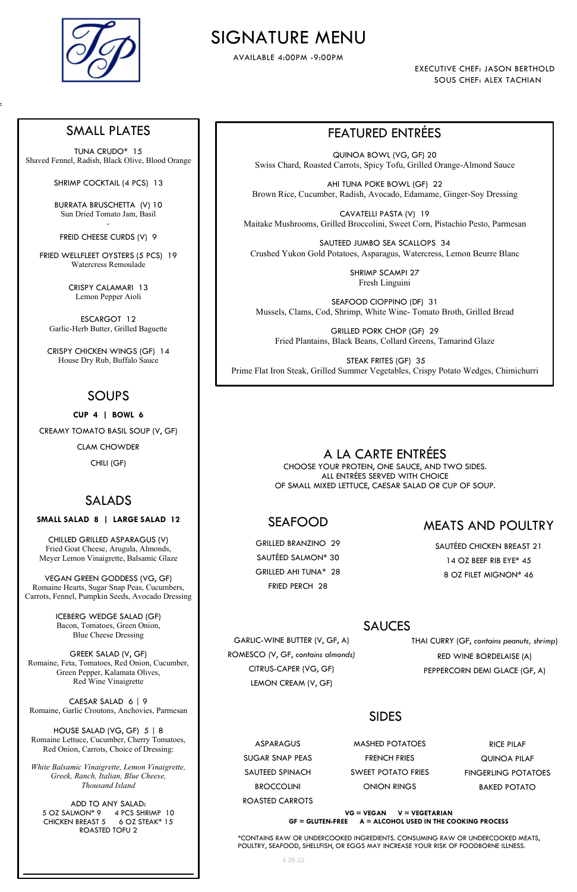# SIGNATURE MENU

AVAILABLE 4:00PM -9:00PM

EXECUTIVE CHEF: JASON BERTHOLD
SOUS CHEF: ALEX TACHIAN

## SMALL PLATES

TUNA CRUDO* 15
Shaved Fennel, Radish, Black Olive, Blood Orange

SHRIMP COCKTAIL (4 PCS) 13

BURRATA BRUSCHETTA (V) 10
Sun Dried Tomato Jam, Basil

FREID CHEESE CURDS (V) 9

FRIED WELLFLEET OYSTERS (5 PCS) 19
Watercress Remoulade

CRISPY CALAMARI 13
Lemon Pepper Aioli

ESCARGOT 12
Garlic-Herb Butter, Grilled Baguette

CRISPY CHICKEN WINGS (GF) 14
House Dry Rub, Buffalo Sauce

## SOUPS

**CUP 4 | BOWL 6**

CREAMY TOMATO BASIL SOUP (V, GF)

CLAM CHOWDER

CHILI (GF)

## SALADS

**SMALL SALAD 8 | LARGE SALAD 12**

CHILLED GRILLED ASPARAGUS (V)
Fried Goat Cheese, Arugula, Almonds,
Meyer Lemon Vinaigrette, Balsamic Glaze

VEGAN GREEN GODDESS (VG, GF)
Romaine Hearts, Sugar Snap Peas, Cucumbers,
Carrots, Fennel, Pumpkin Seeds, Avocado Dressing

ICEBERG WEDGE SALAD (GF)
Bacon, Tomatoes, Green Onion,
Blue Cheese Dressing

GREEK SALAD (V, GF)
Romaine, Feta, Tomatoes, Red Onion, Cucumber,
Green Pepper, Kalamata Olives,
Red Wine Vinaigrette

CAESAR SALAD 6 | 9
Romaine, Garlic Croutons, Anchovies, Parmesan

HOUSE SALAD (VG, GF) 5 | 8
Romaine Lettuce, Cucumber, Cherry Tomatoes,
Red Onion, Carrots, Choice of Dressing:

*White Balsamic Vinaigrette, Lemon Vinaigrette, Greek, Ranch, Italian, Blue Cheese, Thousand Island*

ADD TO ANY SALAD:
5 OZ SALMON* 9 | 4 PCS SHRIMP 10
CHICKEN BREAST 5 | 6 OZ STEAK* 15
ROASTED TOFU 2

## FEATURED ENTRÉES

QUINOA BOWL (VG, GF) 20
Swiss Chard, Roasted Carrots, Spicy Tofu, Grilled Orange-Almond Sauce

AHI TUNA POKE BOWL (GF) 22
Brown Rice, Cucumber, Radish, Avocado, Edamame, Ginger-Soy Dressing

CAVATELLI PASTA (V) 19
Maitake Mushrooms, Grilled Broccolini, Sweet Corn, Pistachio Pesto, Parmesan

SAUTEED JUMBO SEA SCALLOPS 34
Crushed Yukon Gold Potatoes, Asparagus, Watercress, Lemon Beurre Blanc

SHRIMP SCAMPI 27
Fresh Linguini

SEAFOOD CIOPPINO (DF) 31
Mussels, Clams, Cod, Shrimp, White Wine- Tomato Broth, Grilled Bread

GRILLED PORK CHOP (GF) 29
Fried Plantains, Black Beans, Collard Greens, Tamarind Glaze

STEAK FRITES (GF) 35
Prime Flat Iron Steak, Grilled Summer Vegetables, Crispy Potato Wedges, Chimichurri

## A LA CARTE ENTRÉES

CHOOSE YOUR PROTEIN, ONE SAUCE, AND TWO SIDES.
ALL ENTRÉES SERVED WITH CHOICE
OF SMALL MIXED LETTUCE, CAESAR SALAD OR CUP OF SOUP.

### SEAFOOD

GRILLED BRANZINO 29
SAUTÉED SALMON* 30
GRILLED AHI TUNA* 28
FRIED PERCH 28

### MEATS AND POULTRY

SAUTÉED CHICKEN BREAST 21
14 OZ BEEF RIB EYE* 45
8 OZ FILET MIGNON* 46

### SAUCES

GARLIC-WINE BUTTER (V, GF, A)
ROMESCO (V, GF, *contains almonds*)
CITRUS-CAPER (VG, GF)
LEMON CREAM (V, GF)
THAI CURRY (GF, *contains peanuts, shrimp*)
RED WINE BORDELAISE (A)
PEPPERCORN DEMI GLACE (GF, A)

### SIDES

ASPARAGUS
SUGAR SNAP PEAS
SAUTEED SPINACH
BROCCOLINI
ROASTED CARROTS
MASHED POTATOES
FRENCH FRIES
SWEET POTATO FRIES
ONION RINGS
RICE PILAF
QUINOA PILAF
FINGERLING POTATOES
BAKED POTATO

**VG = VEGAN V = VEGETARIAN**
**GF = GLUTEN-FREE A = ALCOHOL USED IN THE COOKING PROCESS**

*CONTAINS RAW OR UNDERCOOKED INGREDIENTS. CONSUMING RAW OR UNDERCOOKED MEATS, POULTRY, SEAFOOD, SHELLFISH, OR EGGS MAY INCREASE YOUR RISK OF FOODBORNE ILLNESS.

4.26.22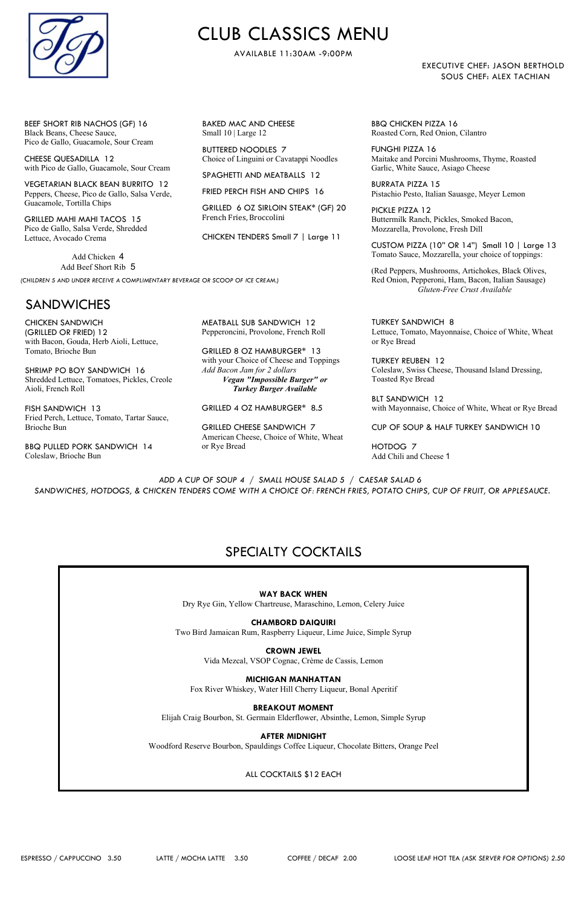# CLUB CLASSICS MENU

AVAILABLE 11:30AM -9:00PM

EXECUTIVE CHEF: JASON BERTHOLD
SOUS CHEF: ALEX TACHIAN

BEEF SHORT RIB NACHOS (GF) 16
Black Beans, Cheese Sauce, Pico de Gallo, Guacamole, Sour Cream

CHEESE QUESADILLA 12
with Pico de Gallo, Guacamole, Sour Cream

VEGETARIAN BLACK BEAN BURRITO 12
Peppers, Cheese, Pico de Gallo, Salsa Verde, Guacamole, Tortilla Chips

GRILLED MAHI MAHI TACOS 15
Pico de Gallo, Salsa Verde, Shredded Lettuce, Avocado Crema

Add Chicken 4
Add Beef Short Rib 5

BAKED MAC AND CHEESE
Small 10 | Large 12

BUTTERED NOODLES 7
Choice of Linguini or Cavatappi Noodles

SPAGHETTI AND MEATBALLS 12

FRIED PERCH FISH AND CHIPS 16

GRILLED 6 OZ SIRLOIN STEAK* (GF) 20
French Fries, Broccolini

CHICKEN TENDERS Small 7 | Large 11

*(CHILDREN 5 AND UNDER RECEIVE A COMPLIMENTARY BEVERAGE OR SCOOP OF ICE CREAM.)*

BBQ CHICKEN PIZZA 16
Roasted Corn, Red Onion, Cilantro

FUNGHI PIZZA 16
Maitake and Porcini Mushrooms, Thyme, Roasted Garlic, White Sauce, Asiago Cheese

BURRATA PIZZA 15
Pistachio Pesto, Italian Sauasge, Meyer Lemon

PICKLE PIZZA 12
Buttermilk Ranch, Pickles, Smoked Bacon, Mozzarella, Provolone, Fresh Dill

CUSTOM PIZZA (10" OR 14") Small 10 | Large 13
Tomato Sauce, Mozzarella, your choice of toppings:

(Red Peppers, Mushrooms, Artichokes, Black Olives, Red Onion, Pepperoni, Ham, Bacon, Italian Sausage)
*Gluten-Free Crust Available*

## SANDWICHES

CHICKEN SANDWICH (GRILLED OR FRIED) 12
with Bacon, Gouda, Herb Aioli, Lettuce, Tomato, Brioche Bun

SHRIMP PO BOY SANDWICH 16
Shredded Lettuce, Tomatoes, Pickles, Creole Aioli, French Roll

FISH SANDWICH 13
Fried Perch, Lettuce, Tomato, Tartar Sauce, Brioche Bun

BBQ PULLED PORK SANDWICH 14
Coleslaw, Brioche Bun

MEATBALL SUB SANDWICH 12
Pepperoncini, Provolone, French Roll

GRILLED 8 OZ HAMBURGER* 13
with your Choice of Cheese and Toppings
*Add Bacon Jam for 2 dollars*
***Vegan "Impossible Burger" or Turkey Burger Available***

GRILLED 4 OZ HAMBURGER* 8.5

GRILLED CHEESE SANDWICH 7
American Cheese, Choice of White, Wheat or Rye Bread

TURKEY SANDWICH 8
Lettuce, Tomato, Mayonnaise, Choice of White, Wheat or Rye Bread

TURKEY REUBEN 12
Coleslaw, Swiss Cheese, Thousand Island Dressing, Toasted Rye Bread

BLT SANDWICH 12
with Mayonnaise, Choice of White, Wheat or Rye Bread

CUP OF SOUP & HALF TURKEY SANDWICH 10

HOTDOG 7
Add Chili and Cheese 1

*ADD A CUP OF SOUP 4 / SMALL HOUSE SALAD 5 / CAESAR SALAD 6*
*SANDWICHES, HOTDOGS, & CHICKEN TENDERS COME WITH A CHOICE OF: FRENCH FRIES, POTATO CHIPS, CUP OF FRUIT, OR APPLESAUCE.*

## SPECIALTY COCKTAILS

**WAY BACK WHEN**
Dry Rye Gin, Yellow Chartreuse, Maraschino, Lemon, Celery Juice

**CHAMBORD DAIQUIRI**
Two Bird Jamaican Rum, Raspberry Liqueur, Lime Juice, Simple Syrup

**CROWN JEWEL**
Vida Mezcal, VSOP Cognac, Crème de Cassis, Lemon

**MICHIGAN MANHATTAN**
Fox River Whiskey, Water Hill Cherry Liqueur, Bonal Aperitif

**BREAKOUT MOMENT**
Elijah Craig Bourbon, St. Germain Elderflower, Absinthe, Lemon, Simple Syrup

**AFTER MIDNIGHT**
Woodford Reserve Bourbon, Spauldings Coffee Liqueur, Chocolate Bitters, Orange Peel

ALL COCKTAILS $12 EACH

ESPRESSO / CAPPUCCINO 3.50 | LATTE / MOCHA LATTE 3.50 | COFFEE / DECAF 2.00 | LOOSE LEAF HOT TEA *(ASK SERVER FOR OPTIONS)* 2.50